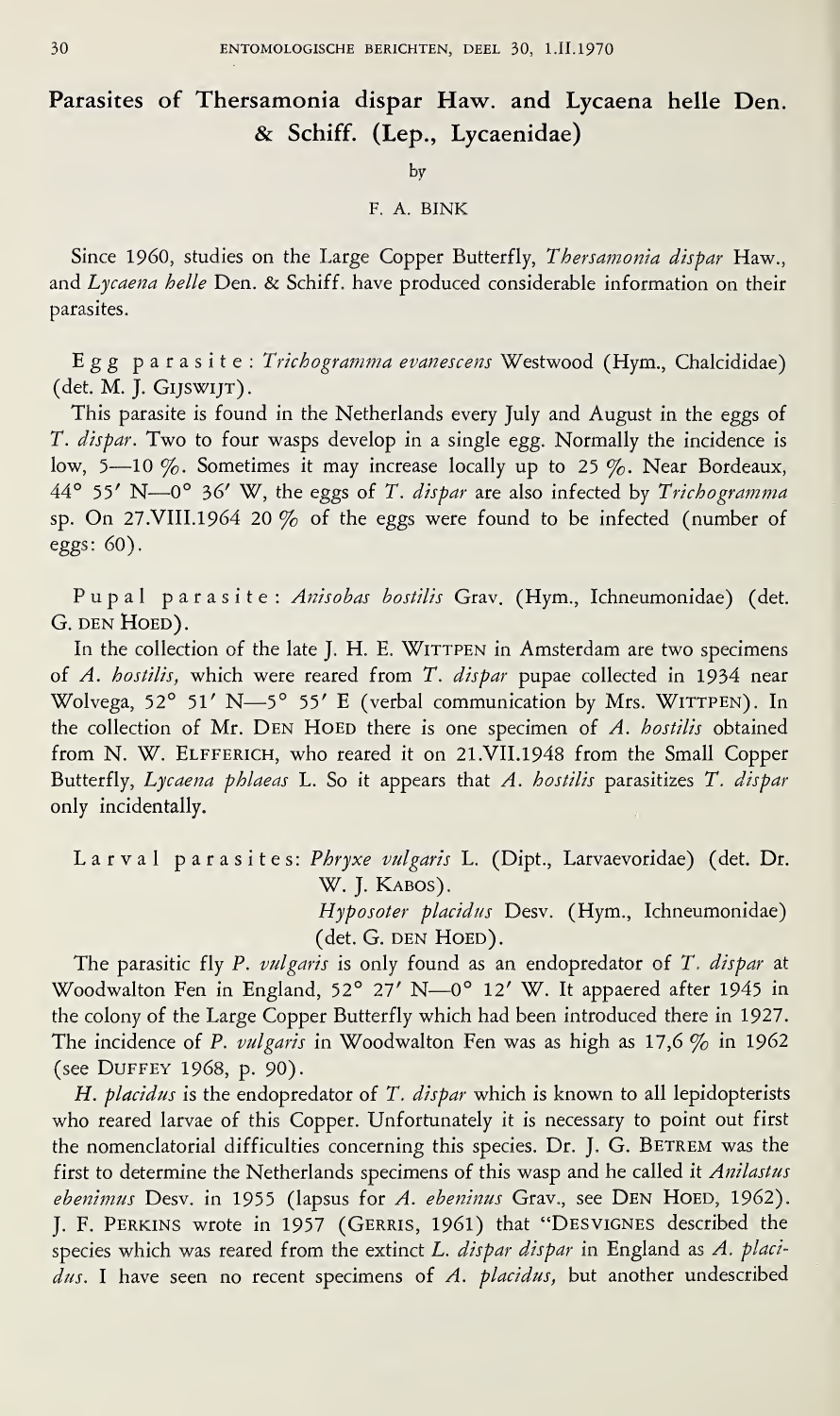# Parasites of Thersamonia dispar Haw. and Lycaena helle Den. & Schiff. (Lep., Lycaenidae)

by

F. A. BINK

Since 1960, studies on the Large Copper Butterfly, *Thersamonia dispar* Haw., and *Lycaena helle* Den. & Schiff. have produced considerable information on their parasites.

Egg parasite: *Trichogramma evanescens* Westwood (Hym., Chalcididae) (det. M. J. GIJSWIJT).

This parasite is found in the Netherlands every July and August in the eggs of *T. dispar*. Two to four wasps develop in a single egg. Normally the incidence is low, 5—10 %. Sometimes it may increase locally up to 25 %. Near Bordeaux, 44° 55′ N—0° 36′ W, the eggs of *T. dispar* are also infected by *Trichogramma* sp. On 27.VIII.1964 20 % of the eggs were found to be infected (number of eggs: 60).

Pupal parasite: *Anisobas hostilis* Grav. (Hym., Ichneumonidae) (det. G. DEN HOED).

In the collection of the late J. H. E. WITTPEN in Amsterdam are two specimens of *A. hostilis*, which were reared from *T. dispar* pupae collected in 1934 near Wolvega, 52° 51′ N—5° 55′ E (verbal communication by Mrs. WITTPEN). In the collection of Mr. DEN HOED there is one specimen of *A. hostilis* obtained from N. W. ELFFERICH, who reared it on 21.VII.1948 from the Small Copper Butterfly, *Lycaena phlaeas* L. So it appears that *A. hostilis* parasitizes *T. dispar* only incidentally.

Larval parasites: *Phryxe vulgaris* L. (Dipt., Larvaevoridae) (det. Dr. W. J. KABOS).
*Hyposoter placidus* Desv. (Hym., Ichneumonidae) (det. G. DEN HOED).

The parasitic fly *P. vulgaris* is only found as an endopredator of *T. dispar* at Woodwalton Fen in England, 52° 27′ N—0° 12′ W. It appaered after 1945 in the colony of the Large Copper Butterfly which had been introduced there in 1927. The incidence of *P. vulgaris* in Woodwalton Fen was as high as 17,6 % in 1962 (see DUFFEY 1968, p. 90).

*H. placidus* is the endopredator of *T. dispar* which is known to all lepidopterists who reared larvae of this Copper. Unfortunately it is necessary to point out first the nomenclatorial difficulties concerning this species. Dr. J. G. BETREM was the first to determine the Netherlands specimens of this wasp and he called it *Anilastus ebenimus* Desv. in 1955 (lapsus for *A. ebeninus* Grav., see DEN HOED, 1962). J. F. PERKINS wrote in 1957 (GERRIS, 1961) that "DESVIGNES described the species which was reared from the extinct *L. dispar dispar* in England as *A. placidus*. I have seen no recent specimens of *A. placidus*, but another undescribed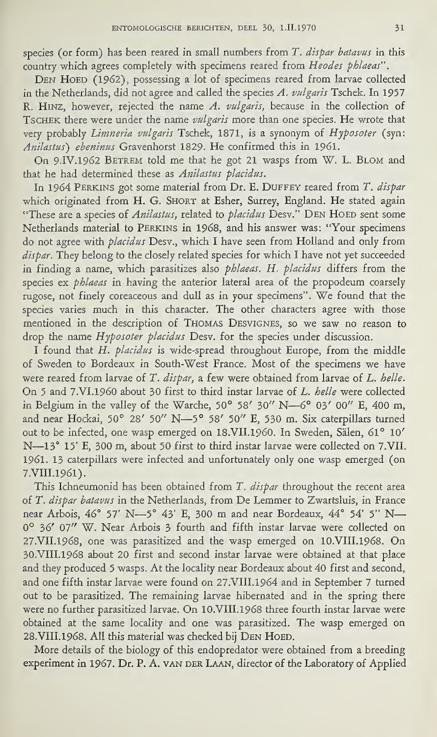species (or form) has been reared in small numbers from *T. dispar batavus* in this country which agrees completely with specimens reared from *Heodes phlaeas*".

DEN HOED (1962), possessing a lot of specimens reared from larvae collected in the Netherlands, did not agree and called the species *A. vulgaris* Tschek. In 1957 R. HINZ, however, rejected the name *A. vulgaris*, because in the collection of TSCHEK there were under the name *vulgaris* more than one species. He wrote that very probably *Limneria vulgaris* Tschek, 1871, is a synonym of *Hyposoter* (syn: *Anilastus*) *ebeninus* Gravenhorst 1829. He confirmed this in 1961.

On 9.IV.1962 BETREM told me that he got 21 wasps from W. L. BLOM and that he had determined these as *Anilastus placidus*.

In 1964 PERKINS got some material from Dr. E. DUFFEY reared from *T. dispar* which originated from H. G. SHORT at Esher, Surrey, England. He stated again "These are a species of *Anilastus*, related to *placidus* Desv." DEN HOED sent some Netherlands material to PERKINS in 1968, and his answer was: "Your specimens do not agree with *placidus* Desv., which I have seen from Holland and only from *dispar*. They belong to the closely related species for which I have not yet succeeded in finding a name, which parasitizes also *phlaeas*. *H. placidus* differs from the species ex *phlaeas* in having the anterior lateral area of the propodeum coarsely rugose, not finely coreaceous and dull as in your specimens". We found that the species varies much in this character. The other characters agree with those mentioned in the description of THOMAS DESVIGNES, so we saw no reason to drop the name *Hyposoter placidus* Desv. for the species under discussion.

I found that *H. placidus* is wide-spread throughout Europe, from the middle of Sweden to Bordeaux in South-West France. Most of the specimens we have were reared from larvae of *T. dispar*, a few were obtained from larvae of *L. helle*. On 5 and 7.VI.1960 about 30 first to third instar larvae of *L. helle* were collected in Belgium in the valley of the Warche, 50° 58′ 30″ N—6° 03′ 00″ E, 400 m, and near Hockai, 50° 28′ 50″ N—5° 58′ 50″ E, 530 m. Six caterpillars turned out to be infected, one wasp emerged on 18.VII.1960. In Sweden, Sälen, 61° 10′ N—13° 15′ E, 300 m, about 50 first to third instar larvae were collected on 7.VII. 1961. 13 caterpillars were infected and unfortunately only one wasp emerged (on 7.VIII.1961).

This Ichneumonid has been obtained from *T. dispar* throughout the recent area of *T. dispar batavus* in the Netherlands, from De Lemmer to Zwartsluis, in France near Arbois, 46° 57′ N—5° 43′ E, 300 m and near Bordeaux, 44° 54′ 5″ N—0° 36′ 07″ W. Near Arbois 3 fourth and fifth instar larvae were collected on 27.VII.1968, one was parasitized and the wasp emerged on 10.VIII.1968. On 30.VIII.1968 about 20 first and second instar larvae were obtained at that place and they produced 5 wasps. At the locality near Bordeaux about 40 first and second, and one fifth instar larvae were found on 27.VIII.1964 and in September 7 turned out to be parasitized. The remaining larvae hibernated and in the spring there were no further parasitized larvae. On 10.VIII.1968 three fourth instar larvae were obtained at the same locality and one was parasitized. The wasp emerged on 28.VIII.1968. All this material was checked bij DEN HOED.

More details of the biology of this endopredator were obtained from a breeding experiment in 1967. Dr. P. A. VAN DER LAAN, director of the Laboratory of Applied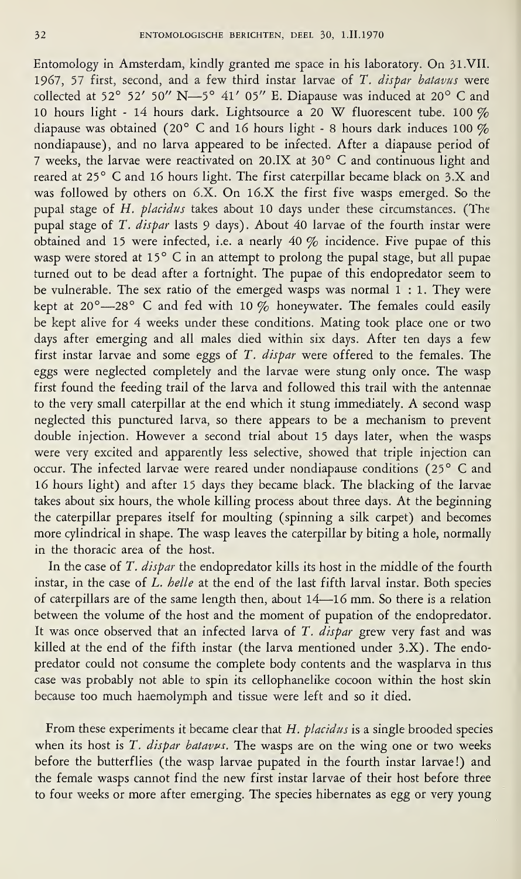Entomology in Amsterdam, kindly granted me space in his laboratory. On 31.VII. 1967, 57 first, second, and a few third instar larvae of *T. dispar batavus* were collected at 52° 52′ 50″ N—5° 41′ 05″ E. Diapause was induced at 20° C and 10 hours light - 14 hours dark. Lightsource a 20 W fluorescent tube. 100 % diapause was obtained (20° C and 16 hours light - 8 hours dark induces 100 % nondiapause), and no larva appeared to be infected. After a diapause period of 7 weeks, the larvae were reactivated on 20.IX at 30° C and continuous light and reared at 25° C and 16 hours light. The first caterpillar became black on 3.X and was followed by others on 6.X. On 16.X the first five wasps emerged. So the pupal stage of *H. placidus* takes about 10 days under these circumstances. (The pupal stage of *T. dispar* lasts 9 days). About 40 larvae of the fourth instar were obtained and 15 were infected, i.e. a nearly 40 % incidence. Five pupae of this wasp were stored at 15° C in an attempt to prolong the pupal stage, but all pupae turned out to be dead after a fortnight. The pupae of this endopredator seem to be vulnerable. The sex ratio of the emerged wasps was normal 1 : 1. They were kept at 20°—28° C and fed with 10 % honeywater. The females could easily be kept alive for 4 weeks under these conditions. Mating took place one or two days after emerging and all males died within six days. After ten days a few first instar larvae and some eggs of *T. dispar* were offered to the females. The eggs were neglected completely and the larvae were stung only once. The wasp first found the feeding trail of the larva and followed this trail with the antennae to the very small caterpillar at the end which it stung immediately. A second wasp neglected this punctured larva, so there appears to be a mechanism to prevent double injection. However a second trial about 15 days later, when the wasps were very excited and apparently less selective, showed that triple injection can occur. The infected larvae were reared under nondiapause conditions (25° C and 16 hours light) and after 15 days they became black. The blacking of the larvae takes about six hours, the whole killing process about three days. At the beginning the caterpillar prepares itself for moulting (spinning a silk carpet) and becomes more cylindrical in shape. The wasp leaves the caterpillar by biting a hole, normally in the thoracic area of the host.

In the case of *T. dispar* the endopredator kills its host in the middle of the fourth instar, in the case of *L. helle* at the end of the last fifth larval instar. Both species of caterpillars are of the same length then, about 14—16 mm. So there is a relation between the volume of the host and the moment of pupation of the endopredator. It was once observed that an infected larva of *T. dispar* grew very fast and was killed at the end of the fifth instar (the larva mentioned under 3.X). The endopredator could not consume the complete body contents and the wasplarva in this case was probably not able to spin its cellophanelike cocoon within the host skin because too much haemolymph and tissue were left and so it died.

From these experiments it became clear that *H. placidus* is a single brooded species when its host is *T. dispar batavus*. The wasps are on the wing one or two weeks before the butterflies (the wasp larvae pupated in the fourth instar larvae!) and the female wasps cannot find the new first instar larvae of their host before three to four weeks or more after emerging. The species hibernates as egg or very young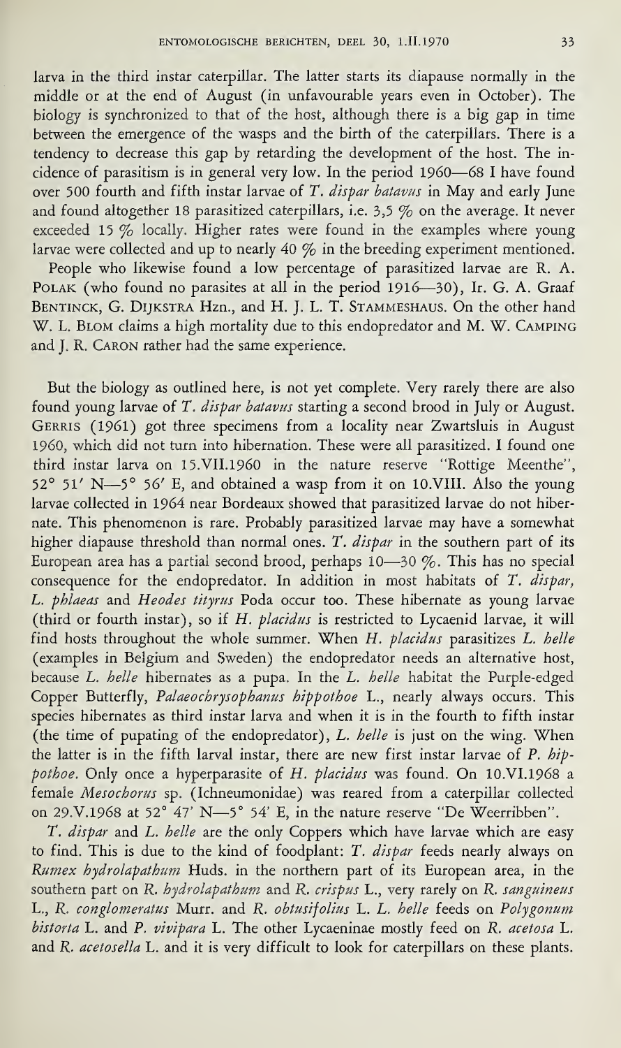larva in the third instar caterpillar. The latter starts its diapause normally in the middle or at the end of August (in unfavourable years even in October). The biology is synchronized to that of the host, although there is a big gap in time between the emergence of the wasps and the birth of the caterpillars. There is a tendency to decrease this gap by retarding the development of the host. The incidence of parasitism is in general very low. In the period 1960—68 I have found over 500 fourth and fifth instar larvae of *T. dispar batavus* in May and early June and found altogether 18 parasitized caterpillars, i.e. 3,5 % on the average. It never exceeded 15 % locally. Higher rates were found in the examples where young larvae were collected and up to nearly 40 % in the breeding experiment mentioned.

People who likewise found a low percentage of parasitized larvae are R. A. Polak (who found no parasites at all in the period 1916—30), Ir. G. A. Graaf Bentinck, G. Dijkstra Hzn., and H. J. L. T. Stammeshaus. On the other hand W. L. Blom claims a high mortality due to this endopredator and M. W. Camping and J. R. Caron rather had the same experience.

But the biology as outlined here, is not yet complete. Very rarely there are also found young larvae of *T. dispar batavus* starting a second brood in July or August. Gerris (1961) got three specimens from a locality near Zwartsluis in August 1960, which did not turn into hibernation. These were all parasitized. I found one third instar larva on 15.VII.1960 in the nature reserve "Rottige Meenthe", 52° 51′ N—5° 56′ E, and obtained a wasp from it on 10.VIII. Also the young larvae collected in 1964 near Bordeaux showed that parasitized larvae do not hibernate. This phenomenon is rare. Probably parasitized larvae may have a somewhat higher diapause threshold than normal ones. *T. dispar* in the southern part of its European area has a partial second brood, perhaps 10—30 %. This has no special consequence for the endopredator. In addition in most habitats of *T. dispar, L. phlaeas* and *Heodes tityrus* Poda occur too. These hibernate as young larvae (third or fourth instar), so if *H. placidus* is restricted to Lycaenid larvae, it will find hosts throughout the whole summer. When *H. placidus* parasitizes *L. helle* (examples in Belgium and Sweden) the endopredator needs an alternative host, because *L. helle* hibernates as a pupa. In the *L. helle* habitat the Purple-edged Copper Butterfly, *Palaeochrysophanus hippothoe* L., nearly always occurs. This species hibernates as third instar larva and when it is in the fourth to fifth instar (the time of pupating of the endopredator), *L. helle* is just on the wing. When the latter is in the fifth larval instar, there are new first instar larvae of *P. hippothoe*. Only once a hyperparasite of *H. placidus* was found. On 10.VI.1968 a female *Mesochorus* sp. (Ichneumonidae) was reared from a caterpillar collected on 29.V.1968 at 52° 47′ N—5° 54′ E, in the nature reserve "De Weerribben".

*T. dispar* and *L. helle* are the only Coppers which have larvae which are easy to find. This is due to the kind of foodplant: *T. dispar* feeds nearly always on *Rumex hydrolapathum* Huds. in the northern part of its European area, in the southern part on *R. hydrolapathum* and *R. crispus* L., very rarely on *R. sanguineus* L., *R. conglomeratus* Murr. and *R. obtusifolius* L. *L. helle* feeds on *Polygonum bistorta* L. and *P. vivipara* L. The other Lycaeninae mostly feed on *R. acetosa* L. and *R. acetosella* L. and it is very difficult to look for caterpillars on these plants.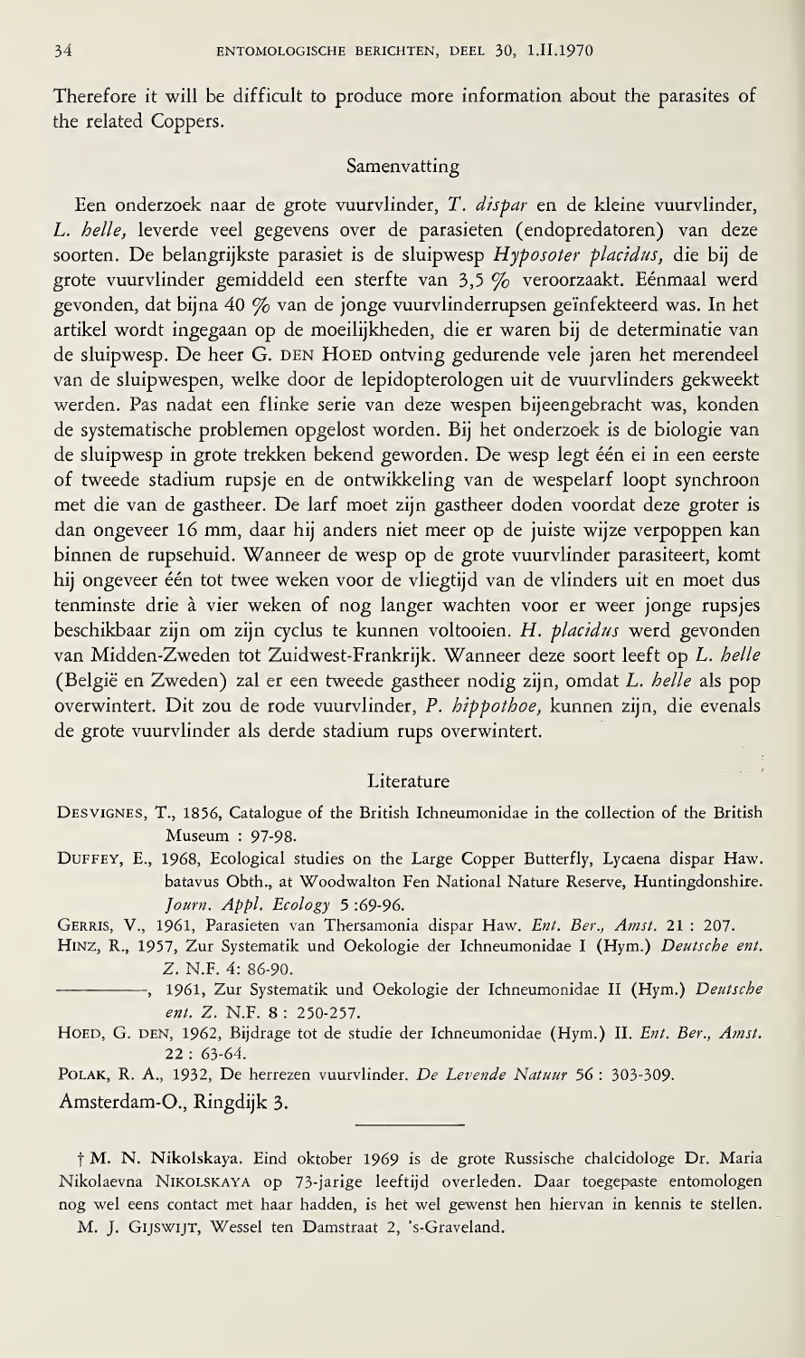Therefore it will be difficult to produce more information about the parasites of the related Coppers.

## Samenvatting

Een onderzoek naar de grote vuurvlinder, *T. dispar* en de kleine vuurvlinder, *L. helle,* leverde veel gegevens over de parasieten (endopredatoren) van deze soorten. De belangrijkste parasiet is de sluipwesp *Hyposoter placidus,* die bij de grote vuurvlinder gemiddeld een sterfte van 3,5 % veroorzaakt. Eénmaal werd gevonden, dat bijna 40 % van de jonge vuurvlinderrupsen geïnfekteerd was. In het artikel wordt ingegaan op de moeilijkheden, die er waren bij de determinatie van de sluipwesp. De heer G. den Hoed ontving gedurende vele jaren het merendeel van de sluipwespen, welke door de lepidopterologen uit de vuurvlinders gekweekt werden. Pas nadat een flinke serie van deze wespen bijeengebracht was, konden de systematische problemen opgelost worden. Bij het onderzoek is de biologie van de sluipwesp in grote trekken bekend geworden. De wesp legt één ei in een eerste of tweede stadium rupsje en de ontwikkeling van de wespelarf loopt synchroon met die van de gastheer. De larf moet zijn gastheer doden voordat deze groter is dan ongeveer 16 mm, daar hij anders niet meer op de juiste wijze verpoppen kan binnen de rupsehuid. Wanneer de wesp op de grote vuurvlinder parasiteert, komt hij ongeveer één tot twee weken voor de vliegtijd van de vlinders uit en moet dus tenminste drie à vier weken of nog langer wachten voor er weer jonge rupsjes beschikbaar zijn om zijn cyclus te kunnen voltooien. *H. placidus* werd gevonden van Midden-Zweden tot Zuidwest-Frankrijk. Wanneer deze soort leeft op *L. helle* (België en Zweden) zal er een tweede gastheer nodig zijn, omdat *L. helle* als pop overwintert. Dit zou de rode vuurvlinder, *P. hippothoe,* kunnen zijn, die evenals de grote vuurvlinder als derde stadium rups overwintert.

## Literature

Desvignes, T., 1856, Catalogue of the British Ichneumonidae in the collection of the British Museum : 97-98.

Duffey, E., 1968, Ecological studies on the Large Copper Butterfly, Lycaena dispar Haw. batavus Obth., at Woodwalton Fen National Nature Reserve, Huntingdonshire. *Journ. Appl. Ecology* 5 :69-96.

Gerris, V., 1961, Parasieten van Thersamonia dispar Haw. *Ent. Ber., Amst.* 21 : 207.

Hinz, R., 1957, Zur Systematik und Oekologie der Ichneumonidae I (Hym.) *Deutsche ent. Z.* N.F. 4: 86-90.

———, 1961, Zur Systematik und Oekologie der Ichneumonidae II (Hym.) *Deutsche ent. Z.* N.F. 8 : 250-257.

Hoed, G. den, 1962, Bijdrage tot de studie der Ichneumonidae (Hym.) II. *Ent. Ber., Amst.* 22 : 63-64.

Polak, R. A., 1932, De herrezen vuurvlinder. *De Levende Natuur* 56 : 303-309.

Amsterdam-O., Ringdijk 3.

---

† M. N. Nikolskaya. Eind oktober 1969 is de grote Russische chalcidologe Dr. Maria Nikolaevna Nikolskaya op 73-jarige leeftijd overleden. Daar toegepaste entomologen nog wel eens contact met haar hadden, is het wel gewenst hen hiervan in kennis te stellen.
M. J. Gijswijt, Wessel ten Damstraat 2, 's-Graveland.